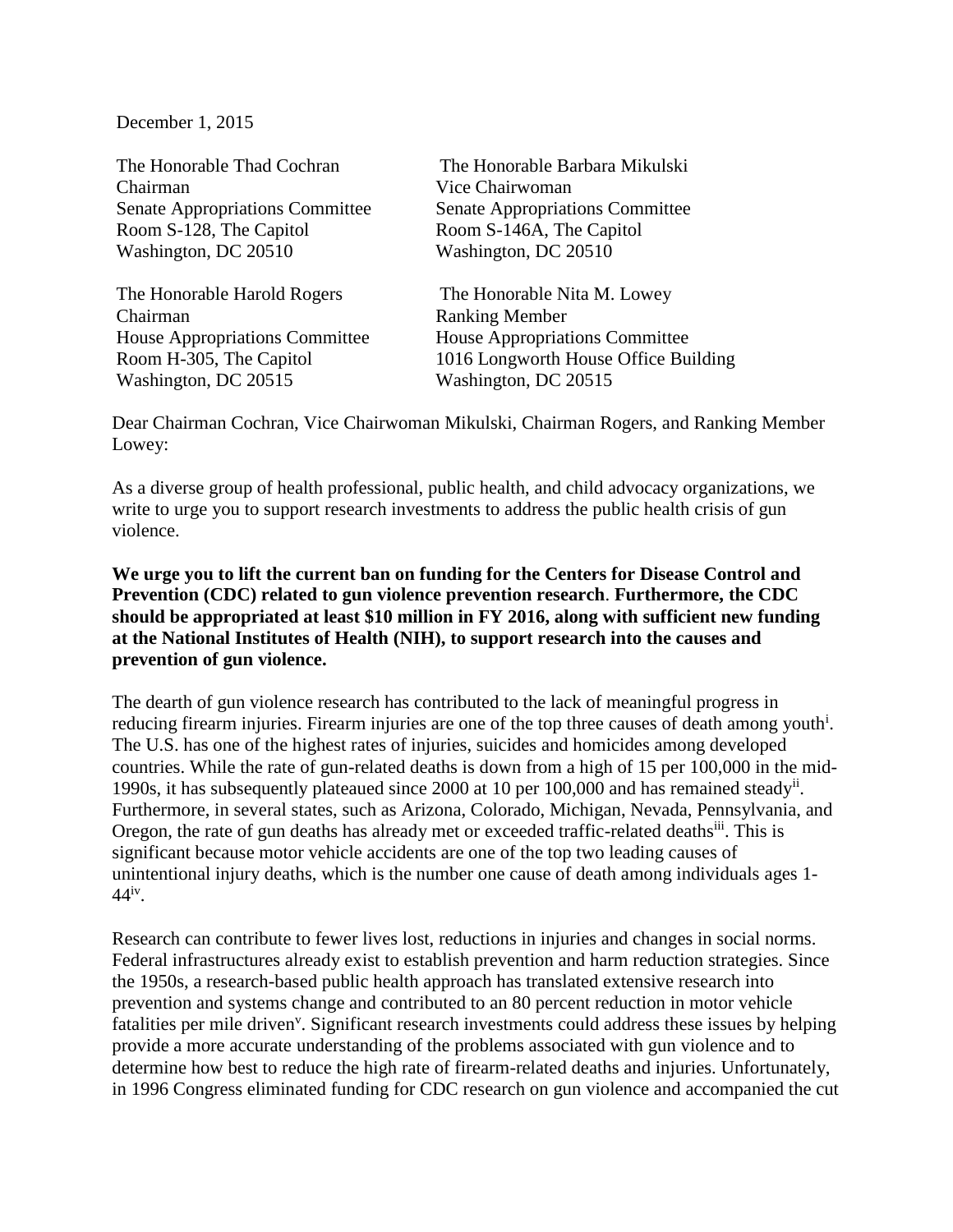December 1, 2015

The Honorable Thad Cochran
Chairman
Senate Appropriations Committee
Room S-128, The Capitol
Washington, DC 20510

The Honorable Barbara Mikulski
Vice Chairwoman
Senate Appropriations Committee
Room S-146A, The Capitol
Washington, DC 20510

The Honorable Harold Rogers
Chairman
House Appropriations Committee
Room H-305, The Capitol
Washington, DC 20515

The Honorable Nita M. Lowey
Ranking Member
House Appropriations Committee
1016 Longworth House Office Building
Washington, DC 20515

Dear Chairman Cochran, Vice Chairwoman Mikulski, Chairman Rogers, and Ranking Member Lowey:

As a diverse group of health professional, public health, and child advocacy organizations, we write to urge you to support research investments to address the public health crisis of gun violence.

**We urge you to lift the current ban on funding for the Centers for Disease Control and Prevention (CDC) related to gun violence prevention research**. **Furthermore, the CDC should be appropriated at least $10 million in FY 2016, along with sufficient new funding at the National Institutes of Health (NIH), to support research into the causes and prevention of gun violence.**

The dearth of gun violence research has contributed to the lack of meaningful progress in reducing firearm injuries. Firearm injuries are one of the top three causes of death among youth[i]. The U.S. has one of the highest rates of injuries, suicides and homicides among developed countries. While the rate of gun-related deaths is down from a high of 15 per 100,000 in the mid-1990s, it has subsequently plateaued since 2000 at 10 per 100,000 and has remained steady[ii]. Furthermore, in several states, such as Arizona, Colorado, Michigan, Nevada, Pennsylvania, and Oregon, the rate of gun deaths has already met or exceeded traffic-related deaths[iii]. This is significant because motor vehicle accidents are one of the top two leading causes of unintentional injury deaths, which is the number one cause of death among individuals ages 1-44[iv].

Research can contribute to fewer lives lost, reductions in injuries and changes in social norms. Federal infrastructures already exist to establish prevention and harm reduction strategies. Since the 1950s, a research-based public health approach has translated extensive research into prevention and systems change and contributed to an 80 percent reduction in motor vehicle fatalities per mile driven[v]. Significant research investments could address these issues by helping provide a more accurate understanding of the problems associated with gun violence and to determine how best to reduce the high rate of firearm-related deaths and injuries. Unfortunately, in 1996 Congress eliminated funding for CDC research on gun violence and accompanied the cut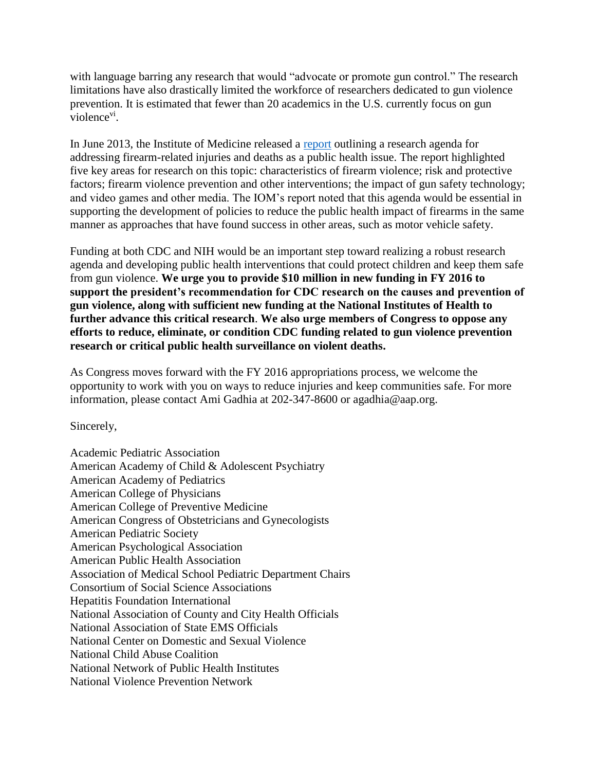with language barring any research that would "advocate or promote gun control." The research limitations have also drastically limited the workforce of researchers dedicated to gun violence prevention. It is estimated that fewer than 20 academics in the U.S. currently focus on gun violence[vi].

In June 2013, the Institute of Medicine released a [report](#) outlining a research agenda for addressing firearm-related injuries and deaths as a public health issue. The report highlighted five key areas for research on this topic: characteristics of firearm violence; risk and protective factors; firearm violence prevention and other interventions; the impact of gun safety technology; and video games and other media. The IOM's report noted that this agenda would be essential in supporting the development of policies to reduce the public health impact of firearms in the same manner as approaches that have found success in other areas, such as motor vehicle safety.

Funding at both CDC and NIH would be an important step toward realizing a robust research agenda and developing public health interventions that could protect children and keep them safe from gun violence. **We urge you to provide $10 million in new funding in FY 2016 to support the president's recommendation for CDC research on the causes and prevention of gun violence, along with sufficient new funding at the National Institutes of Health to further advance this critical research**. **We also urge members of Congress to oppose any efforts to reduce, eliminate, or condition CDC funding related to gun violence prevention research or critical public health surveillance on violent deaths.**

As Congress moves forward with the FY 2016 appropriations process, we welcome the opportunity to work with you on ways to reduce injuries and keep communities safe. For more information, please contact Ami Gadhia at 202-347-8600 or agadhia@aap.org.

Sincerely,

Academic Pediatric Association
American Academy of Child & Adolescent Psychiatry
American Academy of Pediatrics
American College of Physicians
American College of Preventive Medicine
American Congress of Obstetricians and Gynecologists
American Pediatric Society
American Psychological Association
American Public Health Association
Association of Medical School Pediatric Department Chairs
Consortium of Social Science Associations
Hepatitis Foundation International
National Association of County and City Health Officials
National Association of State EMS Officials
National Center on Domestic and Sexual Violence
National Child Abuse Coalition
National Network of Public Health Institutes
National Violence Prevention Network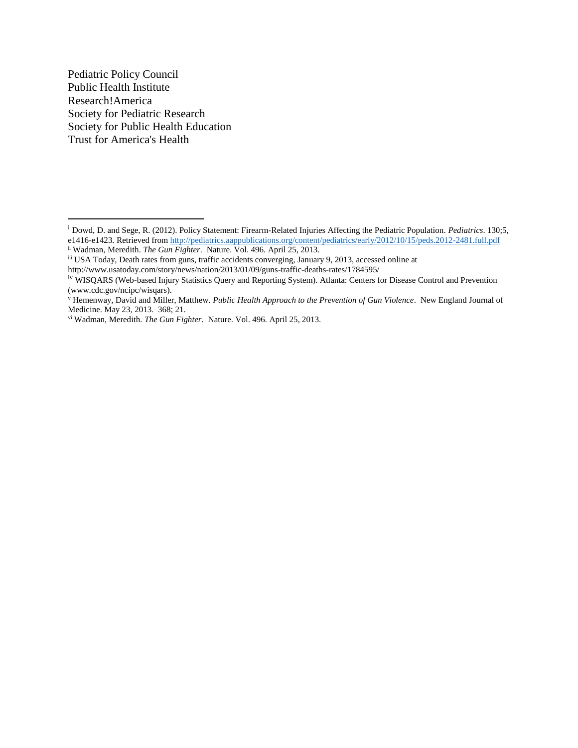Pediatric Policy Council
Public Health Institute
Research!America
Society for Pediatric Research
Society for Public Health Education
Trust for America's Health

---

[i] Dowd, D. and Sege, R. (2012). Policy Statement: Firearm-Related Injuries Affecting the Pediatric Population. *Pediatrics*. 130;5, e1416-e1423. Retrieved from http://pediatrics.aappublications.org/content/pediatrics/early/2012/10/15/peds.2012-2481.full.pdf

[ii] Wadman, Meredith. *The Gun Fighter*. Nature. Vol. 496. April 25, 2013.

[iii] USA Today, Death rates from guns, traffic accidents converging, January 9, 2013, accessed online at http://www.usatoday.com/story/news/nation/2013/01/09/guns-traffic-deaths-rates/1784595/

[iv] WISQARS (Web-based Injury Statistics Query and Reporting System). Atlanta: Centers for Disease Control and Prevention (www.cdc.gov/ncipc/wisqars).

[v] Hemenway, David and Miller, Matthew. *Public Health Approach to the Prevention of Gun Violence*. New England Journal of Medicine. May 23, 2013. 368; 21.

[vi] Wadman, Meredith. *The Gun Fighter*. Nature. Vol. 496. April 25, 2013.